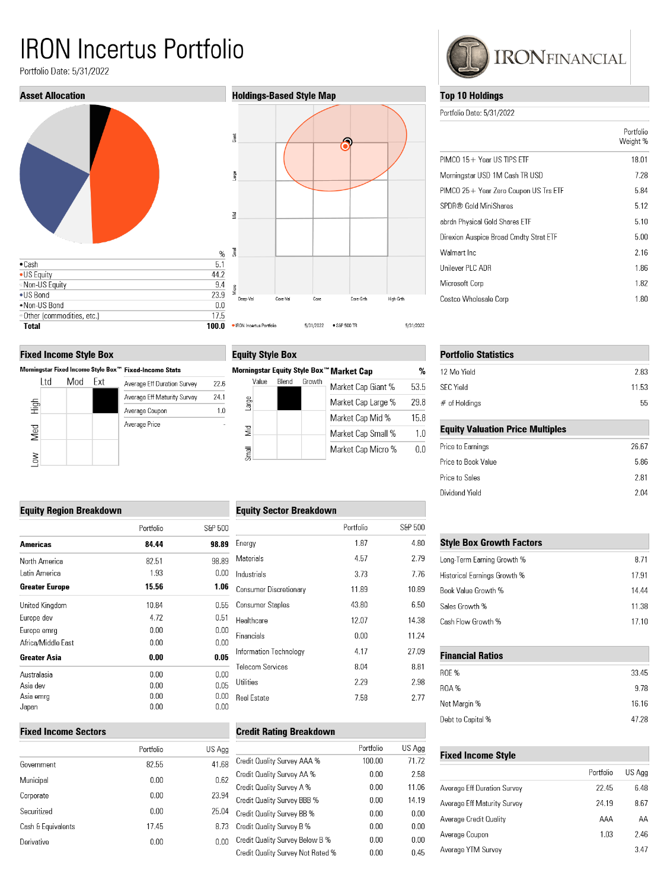# IRON Incertus Portfolio

Portfolio Date: 5/31/2022

IRONFINANCIAL

## Asset Allocation

| | % |
|---|---|
| Cash | 5.1 |
| US Equity | 44.2 |
| Non-US Equity | 9.4 |
| US Bond | 23.9 |
| Non-US Bond | 0.0 |
| Other (commodities, etc.) | 17.5 |
| **Total** | **100.0** |

## Holdings-Based Style Map

Giant, Large, Mid, Small, Micro

Deep-Val, Core-Val, Core, Core-Grth, High-Grth

IRON Incertus Portfolio 5/31/2022 • S&P 500 TR 5/31/2022

## Top 10 Holdings

Portfolio Date: 5/31/2022

| | Portfolio Weight % |
|---|---|
| PIMCO 15+ Year US TIPS ETF | 18.01 |
| Morningstar USD 1M Cash TR USD | 7.28 |
| PIMCO 25+ Year Zero Coupon US Trs ETF | 5.84 |
| SPDR® Gold MiniShares | 5.12 |
| abrdn Physical Gold Shares ETF | 5.10 |
| Direxion Auspice Broad Cmdty Strat ETF | 5.00 |
| Walmart Inc | 2.16 |
| Unilever PLC ADR | 1.86 |
| Microsoft Corp | 1.82 |
| Costco Wholesale Corp | 1.80 |

## Fixed Income Style Box

Morningstar Fixed Income Style Box™

| | Ltd | Mod | Ext |
|---|---|---|---|
| High | | | ■ |
| Med | | | |
| Low | | | |

Fixed-Income Stats

| | |
|---|---|
| Average Eff Duration Survey | 22.6 |
| Average Eff Maturity Survey | 24.1 |
| Average Coupon | 1.0 |
| Average Price | - |

## Equity Style Box

Morningstar Equity Style Box™

| | Value | Blend | Growth |
|---|---|---|---|
| Large | | ■ | |
| Mid | | | |
| Small | | | |

| Market Cap | % |
|---|---|
| Market Cap Giant % | 53.5 |
| Market Cap Large % | 29.8 |
| Market Cap Mid % | 15.8 |
| Market Cap Small % | 1.0 |
| Market Cap Micro % | 0.0 |

## Portfolio Statistics

| | |
|---|---|
| 12 Mo Yield | 2.83 |
| SEC Yield | 11.53 |
| # of Holdings | 55 |

## Equity Valuation Price Multiples

| | |
|---|---|
| Price to Earnings | 26.67 |
| Price to Book Value | 5.86 |
| Price to Sales | 2.81 |
| Dividend Yield | 2.04 |

## Equity Region Breakdown

| | Portfolio | S&P 500 |
|---|---|---|
| **Americas** | **84.44** | **98.89** |
| North America | 82.51 | 98.89 |
| Latin America | 1.93 | 0.00 |
| **Greater Europe** | **15.56** | **1.06** |
| United Kingdom | 10.84 | 0.55 |
| Europe dev | 4.72 | 0.51 |
| Europe emrg | 0.00 | 0.00 |
| Africa/Middle East | 0.00 | 0.00 |
| **Greater Asia** | **0.00** | **0.05** |
| Australasia | 0.00 | 0.00 |
| Asia dev | 0.00 | 0.05 |
| Asia emrg | 0.00 | 0.00 |
| Japan | 0.00 | 0.00 |

## Equity Sector Breakdown

| | Portfolio | S&P 500 |
|---|---|---|
| Energy | 1.87 | 4.80 |
| Materials | 4.57 | 2.79 |
| Industrials | 3.73 | 7.76 |
| Consumer Discretionary | 11.89 | 10.89 |
| Consumer Staples | 43.80 | 6.50 |
| Healthcare | 12.07 | 14.38 |
| Financials | 0.00 | 11.24 |
| Information Technology | 4.17 | 27.09 |
| Telecom Services | 8.04 | 8.81 |
| Utilities | 2.29 | 2.98 |
| Real Estate | 7.58 | 2.77 |

## Style Box Growth Factors

| | |
|---|---|
| Long-Term Earning Growth % | 8.71 |
| Historical Earnings Growth % | 17.91 |
| Book Value Growth % | 14.44 |
| Sales Growth % | 11.38 |
| Cash Flow Growth % | 17.10 |

## Financial Ratios

| | |
|---|---|
| ROE % | 33.45 |
| ROA % | 9.78 |
| Net Margin % | 16.16 |
| Debt to Capital % | 47.28 |

## Fixed Income Sectors

| | Portfolio | US Agg |
|---|---|---|
| Government | 82.55 | 41.68 |
| Municipal | 0.00 | 0.62 |
| Corporate | 0.00 | 23.94 |
| Securitized | 0.00 | 25.04 |
| Cash & Equivalents | 17.45 | 8.73 |
| Derivative | 0.00 | 0.00 |

## Credit Rating Breakdown

| | Portfolio | US Agg |
|---|---|---|
| Credit Quality Survey AAA % | 100.00 | 71.72 |
| Credit Quality Survey AA % | 0.00 | 2.58 |
| Credit Quality Survey A % | 0.00 | 11.06 |
| Credit Quality Survey BBB % | 0.00 | 14.19 |
| Credit Quality Survey BB % | 0.00 | 0.00 |
| Credit Quality Survey B % | 0.00 | 0.00 |
| Credit Quality Survey Below B % | 0.00 | 0.00 |
| Credit Quality Survey Not Rated % | 0.00 | 0.45 |

## Fixed Income Style

| | Portfolio | US Agg |
|---|---|---|
| Average Eff Duration Survey | 22.45 | 6.48 |
| Average Eff Maturity Survey | 24.19 | 8.67 |
| Average Credit Quality | AAA | AA |
| Average Coupon | 1.03 | 2.46 |
| Average YTM Survey | | 3.47 |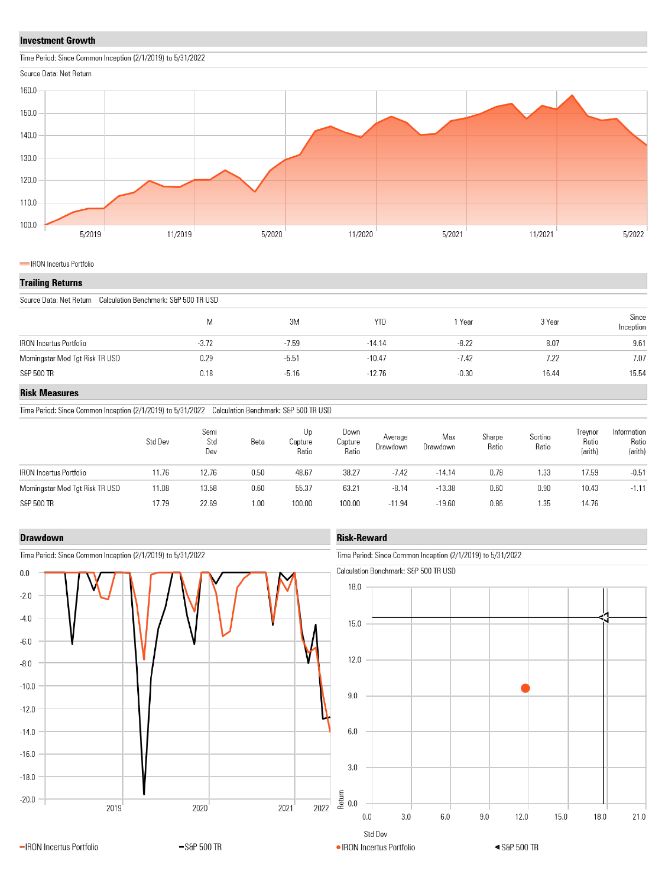## Investment Growth

Time Period: Since Common Inception (2/1/2019) to 5/31/2022

Source Data: Net Return

160.0
150.0
140.0
130.0
120.0
110.0
100.0

5/2019 11/2019 5/2020 11/2020 5/2021 11/2021 5/2022

IRON Incertus Portfolio

## Trailing Returns

Source Data: Net Return Calculation Benchmark: S&P 500 TR USD

| | M | 3M | YTD | 1 Year | 3 Year | Since Inception |
|---|---|---|---|---|---|---|
| IRON Incertus Portfolio | -3.72 | -7.59 | -14.14 | -8.22 | 8.07 | 9.61 |
| Morningstar Mod Tgt Risk TR USD | 0.29 | -5.51 | -10.47 | -7.42 | 7.22 | 7.07 |
| S&P 500 TR | 0.18 | -5.16 | -12.76 | -0.30 | 16.44 | 15.54 |

## Risk Measures

Time Period: Since Common Inception (2/1/2019) to 5/31/2022 Calculation Benchmark: S&P 500 TR USD

| | Std Dev | Semi Std Dev | Beta | Up Capture Ratio | Down Capture Ratio | Average Drawdown | Max Drawdown | Sharpe Ratio | Sortino Ratio | Treynor Ratio (arith) | Information Ratio (arith) |
|---|---|---|---|---|---|---|---|---|---|---|---|
| IRON Incertus Portfolio | 11.76 | 12.76 | 0.50 | 48.67 | 38.27 | -7.42 | -14.14 | 0.78 | 1.33 | 17.59 | -0.51 |
| Morningstar Mod Tgt Risk TR USD | 11.08 | 13.58 | 0.60 | 55.37 | 63.21 | -8.14 | -13.38 | 0.60 | 0.90 | 10.43 | -1.11 |
| S&P 500 TR | 17.79 | 22.69 | 1.00 | 100.00 | 100.00 | -11.94 | -19.60 | 0.86 | 1.35 | 14.76 | |

## Drawdown

Time Period: Since Common Inception (2/1/2019) to 5/31/2022

0.0
-2.0
-4.0
-6.0
-8.0
-10.0
-12.0
-14.0
-16.0
-18.0
-20.0

2019 2020 2021 2022

IRON Incertus Portfolio S&P 500 TR

## Risk-Reward

Time Period: Since Common Inception (2/1/2019) to 5/31/2022

Calculation Benchmark: S&P 500 TR USD

Return

18.0
15.0
12.0
9.0
6.0
3.0
0.0

0.0 3.0 6.0 9.0 12.0 15.0 18.0 21.0

Std Dev

IRON Incertus Portfolio S&P 500 TR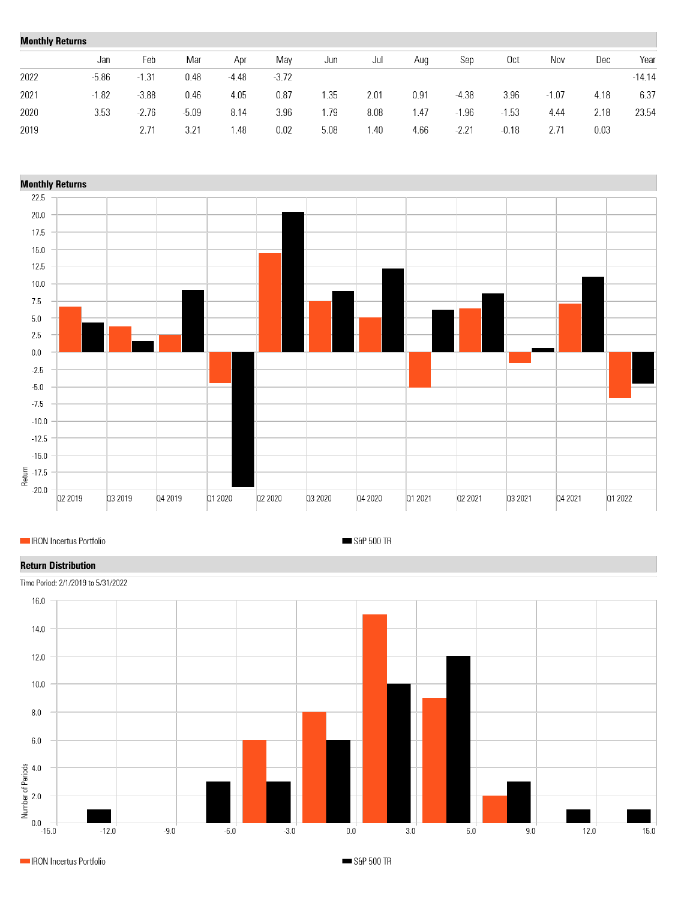## Monthly Returns

| | Jan | Feb | Mar | Apr | May | Jun | Jul | Aug | Sep | Oct | Nov | Dec | Year |
|---|---|---|---|---|---|---|---|---|---|---|---|---|---|
| 2022 | -5.86 | -1.31 | 0.48 | -4.48 | -3.72 | | | | | | | | -14.14 |
| 2021 | -1.82 | -3.88 | 0.46 | 4.05 | 0.87 | 1.35 | 2.01 | 0.91 | -4.38 | 3.96 | -1.07 | 4.18 | 6.37 |
| 2020 | 3.53 | -2.76 | -5.09 | 8.14 | 3.96 | 1.79 | 8.08 | 1.47 | -1.96 | -1.53 | 4.44 | 2.18 | 23.54 |
| 2019 | | 2.71 | 3.21 | 1.48 | 0.02 | 5.08 | 1.40 | 4.66 | -2.21 | -0.18 | 2.71 | 0.03 | |

## Monthly Returns

IRON Incertus Portfolio | S&P 500 TR

## Return Distribution

Time Period: 2/1/2019 to 5/31/2022

IRON Incertus Portfolio | S&P 500 TR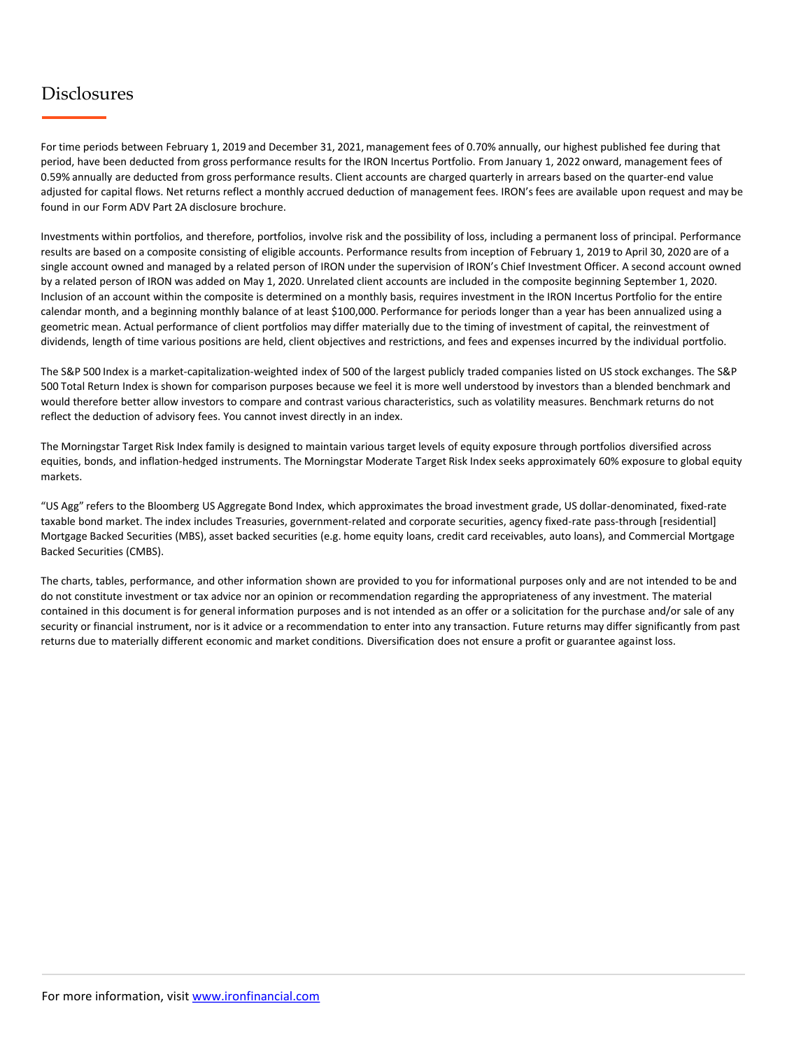# Disclosures

For time periods between February 1, 2019 and December 31, 2021, management fees of 0.70% annually, our highest published fee during that period, have been deducted from gross performance results for the IRON Incertus Portfolio. From January 1, 2022 onward, management fees of 0.59% annually are deducted from gross performance results. Client accounts are charged quarterly in arrears based on the quarter-end value adjusted for capital flows. Net returns reflect a monthly accrued deduction of management fees. IRON's fees are available upon request and may be found in our Form ADV Part 2A disclosure brochure.

Investments within portfolios, and therefore, portfolios, involve risk and the possibility of loss, including a permanent loss of principal. Performance results are based on a composite consisting of eligible accounts. Performance results from inception of February 1, 2019 to April 30, 2020 are of a single account owned and managed by a related person of IRON under the supervision of IRON's Chief Investment Officer. A second account owned by a related person of IRON was added on May 1, 2020. Unrelated client accounts are included in the composite beginning September 1, 2020. Inclusion of an account within the composite is determined on a monthly basis, requires investment in the IRON Incertus Portfolio for the entire calendar month, and a beginning monthly balance of at least $100,000. Performance for periods longer than a year has been annualized using a geometric mean. Actual performance of client portfolios may differ materially due to the timing of investment of capital, the reinvestment of dividends, length of time various positions are held, client objectives and restrictions, and fees and expenses incurred by the individual portfolio.

The S&P 500 Index is a market-capitalization-weighted index of 500 of the largest publicly traded companies listed on US stock exchanges. The S&P 500 Total Return Index is shown for comparison purposes because we feel it is more well understood by investors than a blended benchmark and would therefore better allow investors to compare and contrast various characteristics, such as volatility measures. Benchmark returns do not reflect the deduction of advisory fees. You cannot invest directly in an index.

The Morningstar Target Risk Index family is designed to maintain various target levels of equity exposure through portfolios diversified across equities, bonds, and inflation-hedged instruments. The Morningstar Moderate Target Risk Index seeks approximately 60% exposure to global equity markets.

"US Agg" refers to the Bloomberg US Aggregate Bond Index, which approximates the broad investment grade, US dollar-denominated, fixed-rate taxable bond market. The index includes Treasuries, government-related and corporate securities, agency fixed-rate pass-through [residential] Mortgage Backed Securities (MBS), asset backed securities (e.g. home equity loans, credit card receivables, auto loans), and Commercial Mortgage Backed Securities (CMBS).

The charts, tables, performance, and other information shown are provided to you for informational purposes only and are not intended to be and do not constitute investment or tax advice nor an opinion or recommendation regarding the appropriateness of any investment. The material contained in this document is for general information purposes and is not intended as an offer or a solicitation for the purchase and/or sale of any security or financial instrument, nor is it advice or a recommendation to enter into any transaction. Future returns may differ significantly from past returns due to materially different economic and market conditions. Diversification does not ensure a profit or guarantee against loss.

For more information, visit www.ironfinancial.com